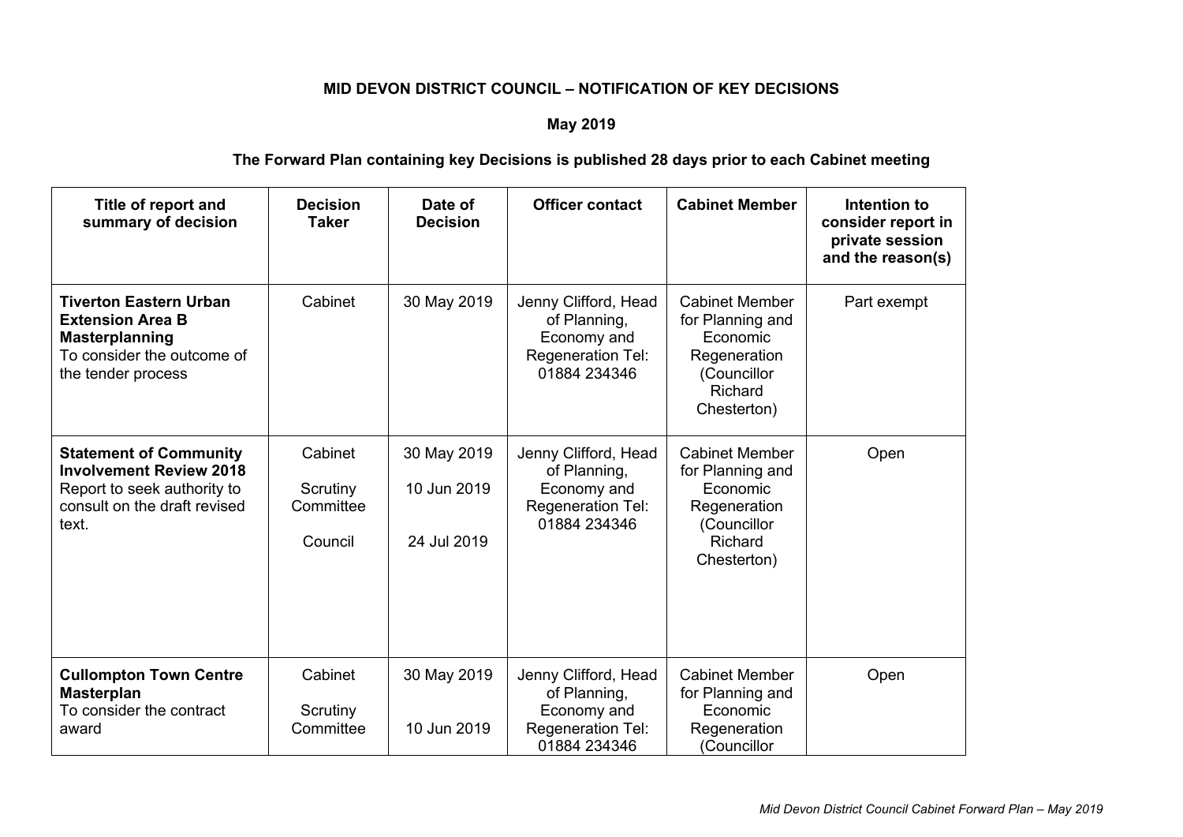**MID DEVON DISTRICT COUNCIL – NOTIFICATION OF KEY DECISIONS**

**May 2019**

**The Forward Plan containing key Decisions is published 28 days prior to each Cabinet meeting**

| Title of report and summary of decision | Decision Taker | Date of Decision | Officer contact | Cabinet Member | Intention to consider report in private session and the reason(s) |
|---|---|---|---|---|---|
| **Tiverton Eastern Urban Extension Area B Masterplanning** To consider the outcome of the tender process | Cabinet | 30 May 2019 | Jenny Clifford, Head of Planning, Economy and Regeneration Tel: 01884 234346 | Cabinet Member for Planning and Economic Regeneration (Councillor Richard Chesterton) | Part exempt |
| **Statement of Community Involvement Review 2018** Report to seek authority to consult on the draft revised text. | Cabinet<br><br>Scrutiny Committee<br><br>Council | 30 May 2019<br><br>10 Jun 2019<br><br>24 Jul 2019 | Jenny Clifford, Head of Planning, Economy and Regeneration Tel: 01884 234346 | Cabinet Member for Planning and Economic Regeneration (Councillor Richard Chesterton) | Open |
| **Cullompton Town Centre Masterplan** To consider the contract award | Cabinet<br><br>Scrutiny Committee | 30 May 2019<br><br>10 Jun 2019 | Jenny Clifford, Head of Planning, Economy and Regeneration Tel: 01884 234346 | Cabinet Member for Planning and Economic Regeneration (Councillor | Open |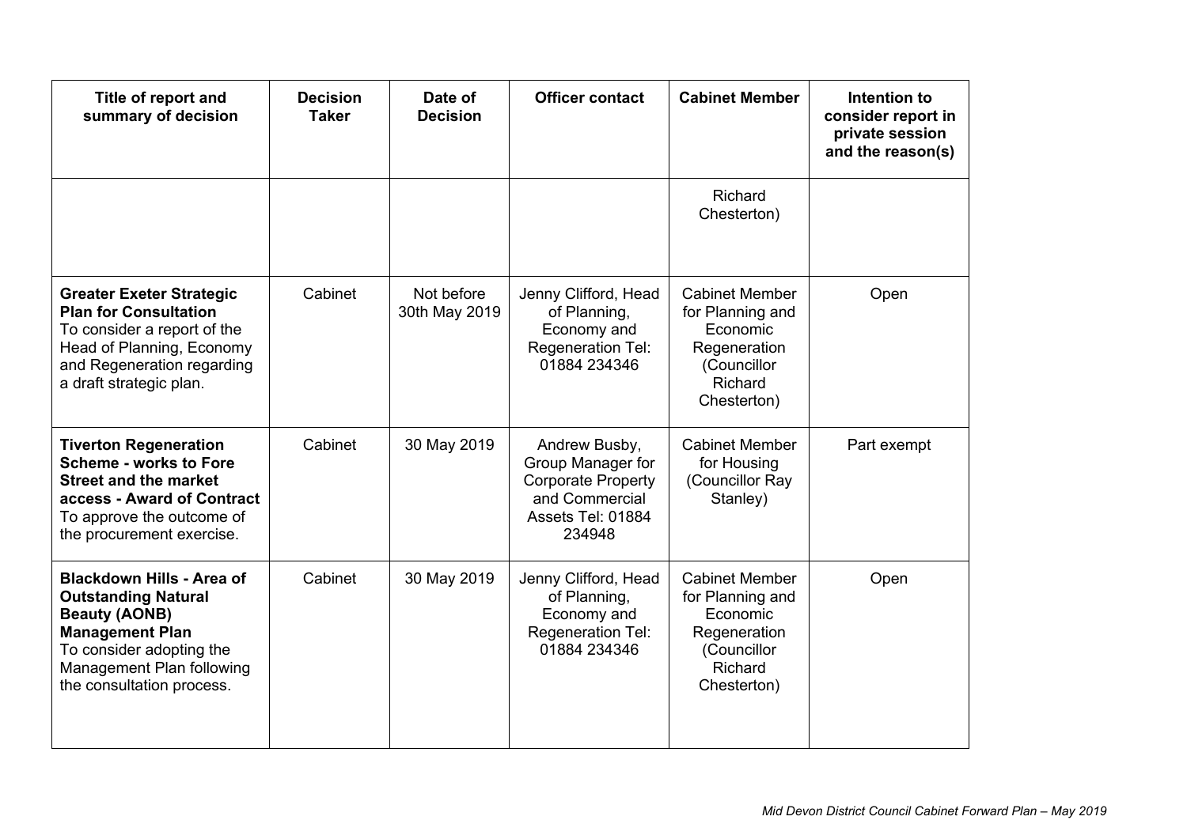| Title of report and summary of decision | Decision Taker | Date of Decision | Officer contact | Cabinet Member | Intention to consider report in private session and the reason(s) |
|---|---|---|---|---|---|
| | | | | Richard Chesterton) | |
| **Greater Exeter Strategic Plan for Consultation** To consider a report of the Head of Planning, Economy and Regeneration regarding a draft strategic plan. | Cabinet | Not before 30th May 2019 | Jenny Clifford, Head of Planning, Economy and Regeneration Tel: 01884 234346 | Cabinet Member for Planning and Economic Regeneration (Councillor Richard Chesterton) | Open |
| **Tiverton Regeneration Scheme - works to Fore Street and the market access - Award of Contract** To approve the outcome of the procurement exercise. | Cabinet | 30 May 2019 | Andrew Busby, Group Manager for Corporate Property and Commercial Assets Tel: 01884 234948 | Cabinet Member for Housing (Councillor Ray Stanley) | Part exempt |
| **Blackdown Hills - Area of Outstanding Natural Beauty (AONB) Management Plan** To consider adopting the Management Plan following the consultation process. | Cabinet | 30 May 2019 | Jenny Clifford, Head of Planning, Economy and Regeneration Tel: 01884 234346 | Cabinet Member for Planning and Economic Regeneration (Councillor Richard Chesterton) | Open |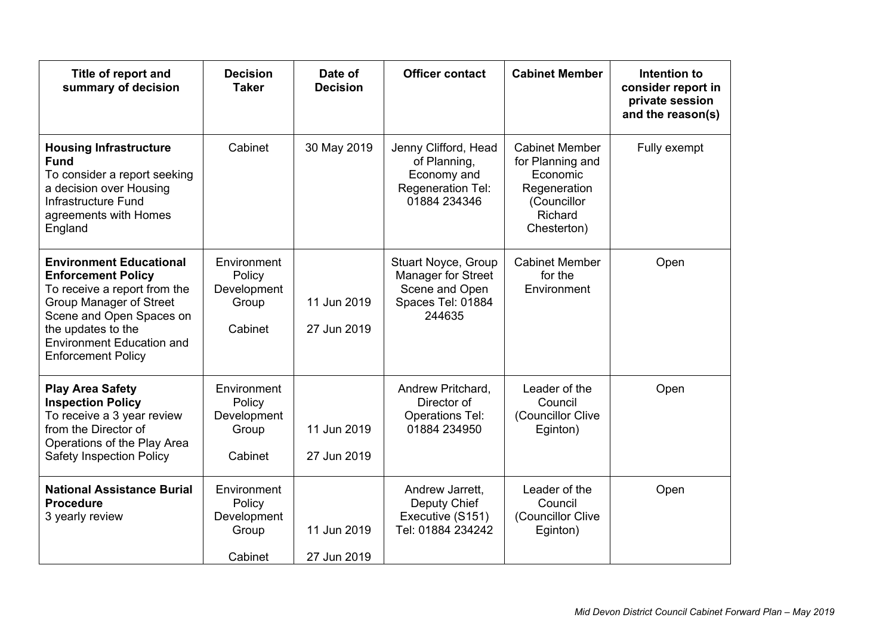| Title of report and summary of decision | Decision Taker | Date of Decision | Officer contact | Cabinet Member | Intention to consider report in private session and the reason(s) |
|---|---|---|---|---|---|
| **Housing Infrastructure Fund**<br>To consider a report seeking a decision over Housing Infrastructure Fund agreements with Homes England | Cabinet | 30 May 2019 | Jenny Clifford, Head of Planning, Economy and Regeneration Tel: 01884 234346 | Cabinet Member for Planning and Economic Regeneration (Councillor Richard Chesterton) | Fully exempt |
| **Environment Educational Enforcement Policy**<br>To receive a report from the Group Manager of Street Scene and Open Spaces on the updates to the Environment Education and Enforcement Policy | Environment Policy Development Group<br><br>Cabinet | 11 Jun 2019<br><br>27 Jun 2019 | Stuart Noyce, Group Manager for Street Scene and Open Spaces Tel: 01884 244635 | Cabinet Member for the Environment | Open |
| **Play Area Safety Inspection Policy**<br>To receive a 3 year review from the Director of Operations of the Play Area Safety Inspection Policy | Environment Policy Development Group<br><br>Cabinet | 11 Jun 2019<br><br>27 Jun 2019 | Andrew Pritchard, Director of Operations Tel: 01884 234950 | Leader of the Council (Councillor Clive Eginton) | Open |
| **National Assistance Burial Procedure**<br>3 yearly review | Environment Policy Development Group<br><br>Cabinet | 11 Jun 2019<br><br>27 Jun 2019 | Andrew Jarrett, Deputy Chief Executive (S151) Tel: 01884 234242 | Leader of the Council (Councillor Clive Eginton) | Open |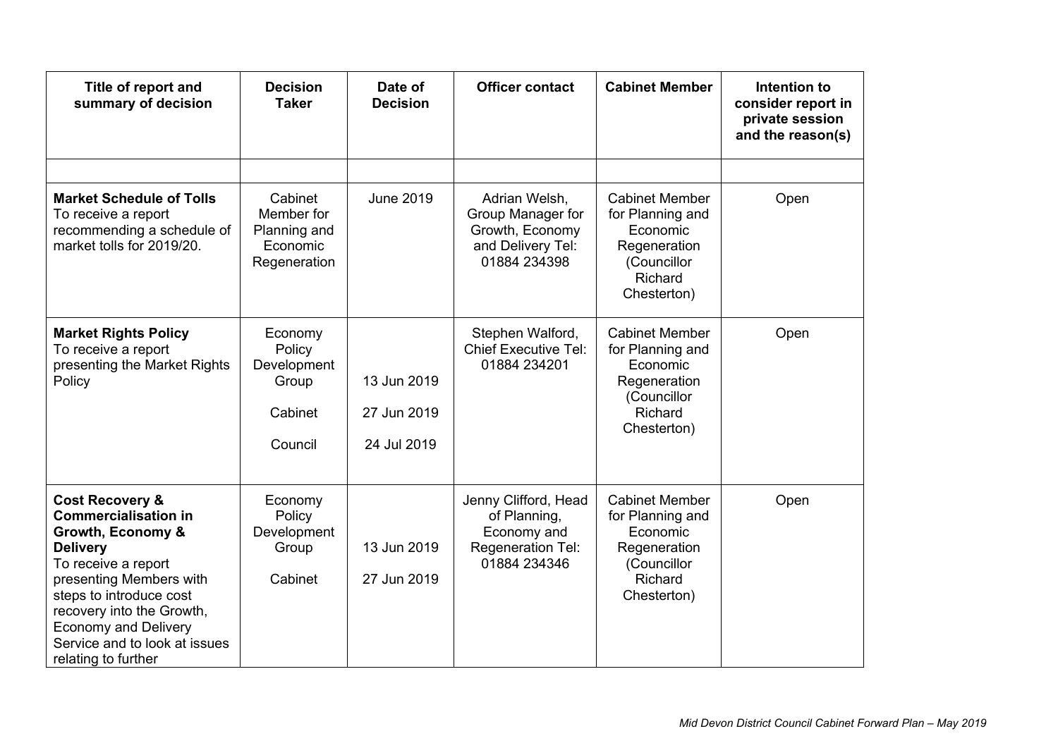| Title of report and summary of decision | Decision Taker | Date of Decision | Officer contact | Cabinet Member | Intention to consider report in private session and the reason(s) |
|---|---|---|---|---|---|
| | | | | | |
| **Market Schedule of Tolls** To receive a report recommending a schedule of market tolls for 2019/20. | Cabinet Member for Planning and Economic Regeneration | June 2019 | Adrian Welsh, Group Manager for Growth, Economy and Delivery Tel: 01884 234398 | Cabinet Member for Planning and Economic Regeneration (Councillor Richard Chesterton) | Open |
| **Market Rights Policy** To receive a report presenting the Market Rights Policy | Economy Policy Development Group<br><br>Cabinet<br><br>Council | 13 Jun 2019<br><br>27 Jun 2019<br><br>24 Jul 2019 | Stephen Walford, Chief Executive Tel: 01884 234201 | Cabinet Member for Planning and Economic Regeneration (Councillor Richard Chesterton) | Open |
| **Cost Recovery & Commercialisation in Growth, Economy & Delivery** To receive a report presenting Members with steps to introduce cost recovery into the Growth, Economy and Delivery Service and to look at issues relating to further | Economy Policy Development Group<br><br>Cabinet | 13 Jun 2019<br><br>27 Jun 2019 | Jenny Clifford, Head of Planning, Economy and Regeneration Tel: 01884 234346 | Cabinet Member for Planning and Economic Regeneration (Councillor Richard Chesterton) | Open |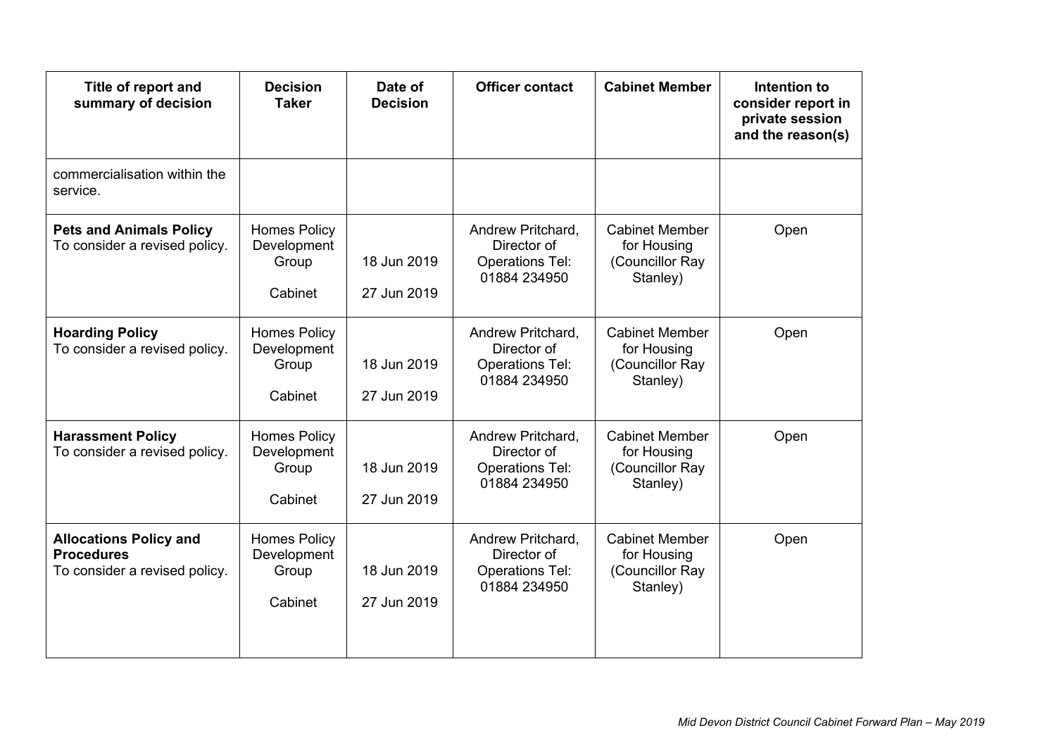| Title of report and summary of decision | Decision Taker | Date of Decision | Officer contact | Cabinet Member | Intention to consider report in private session and the reason(s) |
|---|---|---|---|---|---|
| commercialisation within the service. | | | | | |
| **Pets and Animals Policy** To consider a revised policy. | Homes Policy Development Group<br><br>Cabinet | 18 Jun 2019<br><br>27 Jun 2019 | Andrew Pritchard, Director of Operations Tel: 01884 234950 | Cabinet Member for Housing (Councillor Ray Stanley) | Open |
| **Hoarding Policy** To consider a revised policy. | Homes Policy Development Group<br><br>Cabinet | 18 Jun 2019<br><br>27 Jun 2019 | Andrew Pritchard, Director of Operations Tel: 01884 234950 | Cabinet Member for Housing (Councillor Ray Stanley) | Open |
| **Harassment Policy** To consider a revised policy. | Homes Policy Development Group<br><br>Cabinet | 18 Jun 2019<br><br>27 Jun 2019 | Andrew Pritchard, Director of Operations Tel: 01884 234950 | Cabinet Member for Housing (Councillor Ray Stanley) | Open |
| **Allocations Policy and Procedures** To consider a revised policy. | Homes Policy Development Group<br><br>Cabinet | 18 Jun 2019<br><br>27 Jun 2019 | Andrew Pritchard, Director of Operations Tel: 01884 234950 | Cabinet Member for Housing (Councillor Ray Stanley) | Open |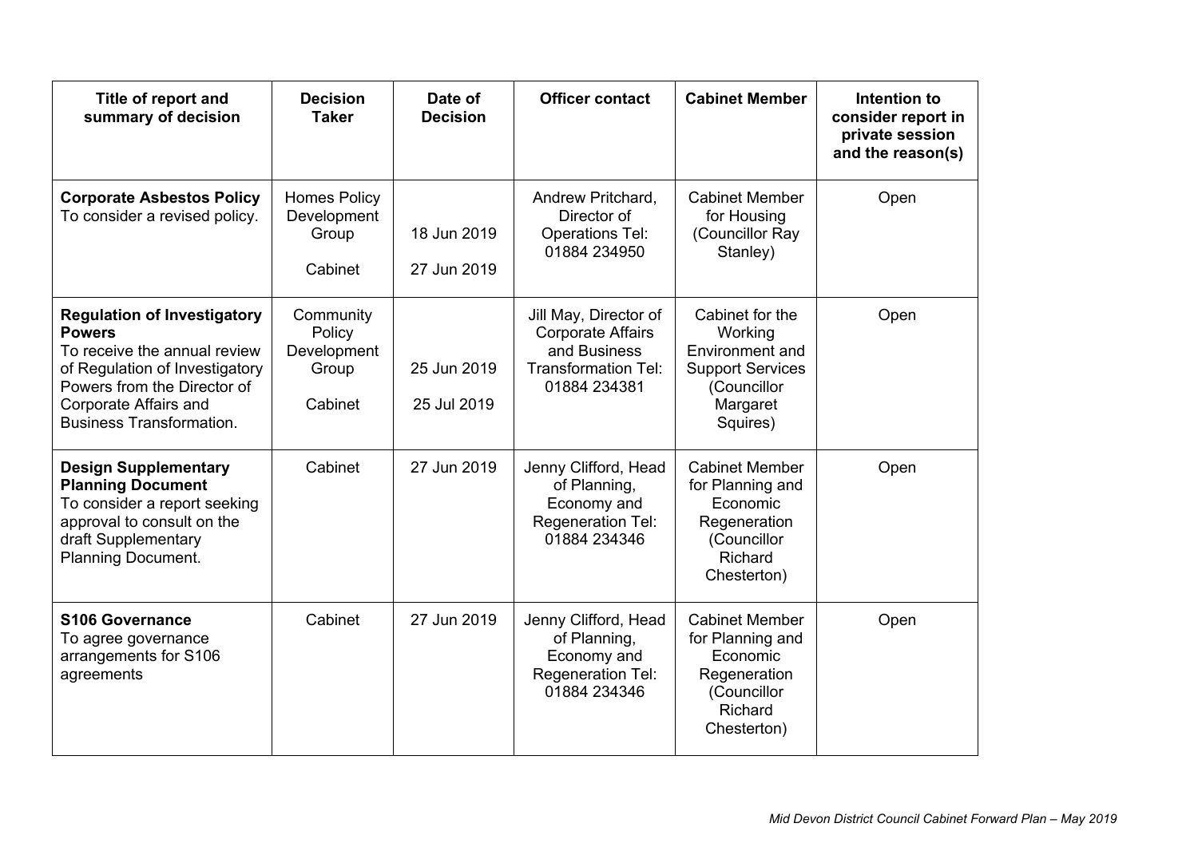| Title of report and summary of decision | Decision Taker | Date of Decision | Officer contact | Cabinet Member | Intention to consider report in private session and the reason(s) |
|---|---|---|---|---|---|
| **Corporate Asbestos Policy** To consider a revised policy. | Homes Policy Development Group<br><br>Cabinet | 18 Jun 2019<br><br>27 Jun 2019 | Andrew Pritchard, Director of Operations Tel: 01884 234950 | Cabinet Member for Housing (Councillor Ray Stanley) | Open |
| **Regulation of Investigatory Powers** To receive the annual review of Regulation of Investigatory Powers from the Director of Corporate Affairs and Business Transformation. | Community Policy Development Group<br><br>Cabinet | 25 Jun 2019<br><br>25 Jul 2019 | Jill May, Director of Corporate Affairs and Business Transformation Tel: 01884 234381 | Cabinet for the Working Environment and Support Services (Councillor Margaret Squires) | Open |
| **Design Supplementary Planning Document** To consider a report seeking approval to consult on the draft Supplementary Planning Document. | Cabinet | 27 Jun 2019 | Jenny Clifford, Head of Planning, Economy and Regeneration Tel: 01884 234346 | Cabinet Member for Planning and Economic Regeneration (Councillor Richard Chesterton) | Open |
| **S106 Governance** To agree governance arrangements for S106 agreements | Cabinet | 27 Jun 2019 | Jenny Clifford, Head of Planning, Economy and Regeneration Tel: 01884 234346 | Cabinet Member for Planning and Economic Regeneration (Councillor Richard Chesterton) | Open |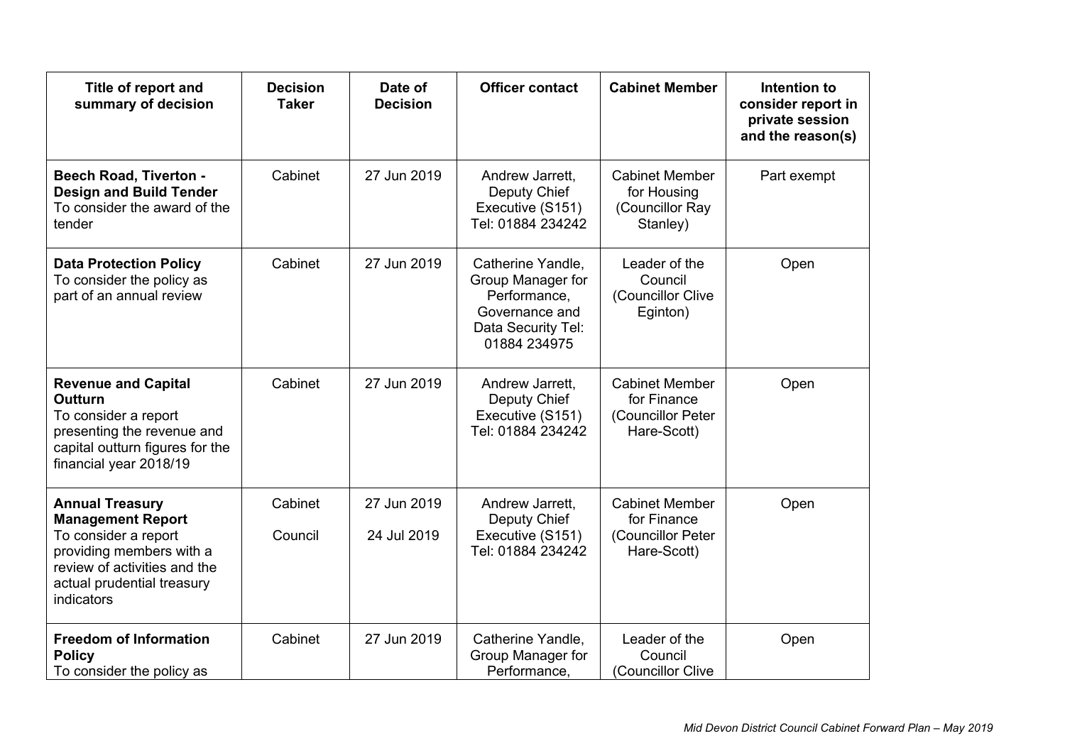| Title of report and summary of decision | Decision Taker | Date of Decision | Officer contact | Cabinet Member | Intention to consider report in private session and the reason(s) |
|---|---|---|---|---|---|
| **Beech Road, Tiverton - Design and Build Tender** To consider the award of the tender | Cabinet | 27 Jun 2019 | Andrew Jarrett, Deputy Chief Executive (S151) Tel: 01884 234242 | Cabinet Member for Housing (Councillor Ray Stanley) | Part exempt |
| **Data Protection Policy** To consider the policy as part of an annual review | Cabinet | 27 Jun 2019 | Catherine Yandle, Group Manager for Performance, Governance and Data Security Tel: 01884 234975 | Leader of the Council (Councillor Clive Eginton) | Open |
| **Revenue and Capital Outturn** To consider a report presenting the revenue and capital outturn figures for the financial year 2018/19 | Cabinet | 27 Jun 2019 | Andrew Jarrett, Deputy Chief Executive (S151) Tel: 01884 234242 | Cabinet Member for Finance (Councillor Peter Hare-Scott) | Open |
| **Annual Treasury Management Report** To consider a report providing members with a review of activities and the actual prudential treasury indicators | Cabinet<br><br>Council | 27 Jun 2019<br><br>24 Jul 2019 | Andrew Jarrett, Deputy Chief Executive (S151) Tel: 01884 234242 | Cabinet Member for Finance (Councillor Peter Hare-Scott) | Open |
| **Freedom of Information Policy** To consider the policy as | Cabinet | 27 Jun 2019 | Catherine Yandle, Group Manager for Performance, | Leader of the Council (Councillor Clive | Open |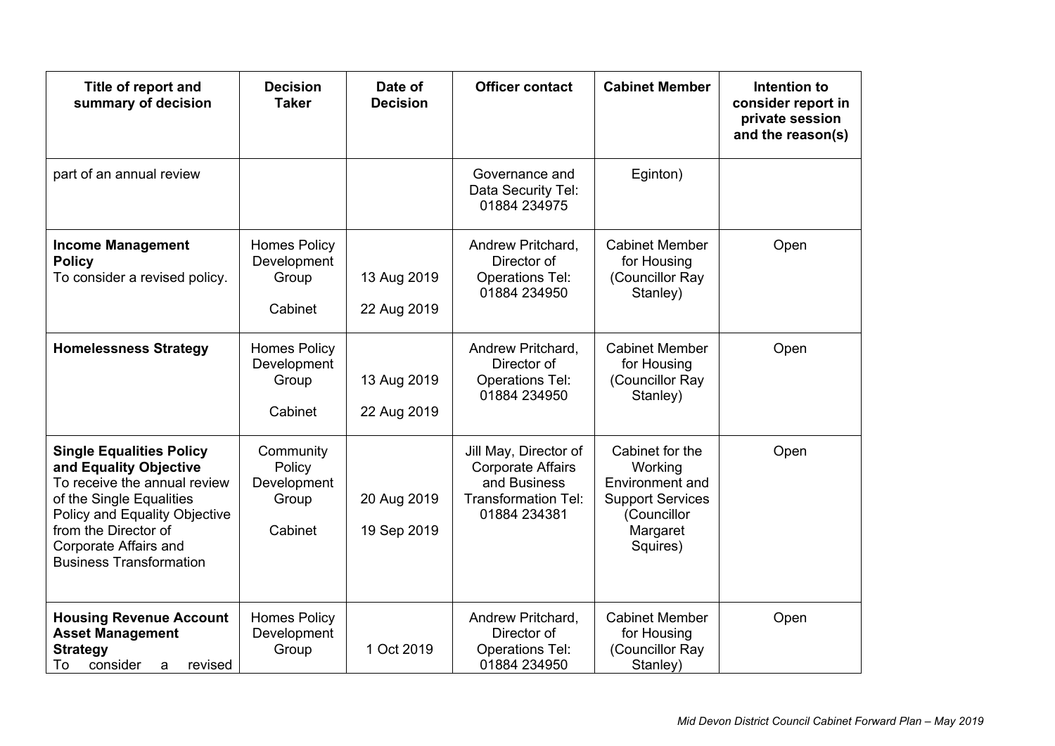| Title of report and summary of decision | Decision Taker | Date of Decision | Officer contact | Cabinet Member | Intention to consider report in private session and the reason(s) |
|---|---|---|---|---|---|
| part of an annual review | | | Governance and Data Security Tel: 01884 234975 | Eginton) | |
| **Income Management Policy**<br>To consider a revised policy. | Homes Policy Development Group<br><br>Cabinet | 13 Aug 2019<br><br>22 Aug 2019 | Andrew Pritchard, Director of Operations Tel: 01884 234950 | Cabinet Member for Housing (Councillor Ray Stanley) | Open |
| **Homelessness Strategy** | Homes Policy Development Group<br><br>Cabinet | 13 Aug 2019<br><br>22 Aug 2019 | Andrew Pritchard, Director of Operations Tel: 01884 234950 | Cabinet Member for Housing (Councillor Ray Stanley) | Open |
| **Single Equalities Policy and Equality Objective**<br>To receive the annual review of the Single Equalities Policy and Equality Objective from the Director of Corporate Affairs and Business Transformation | Community Policy Development Group<br><br>Cabinet | 20 Aug 2019<br><br>19 Sep 2019 | Jill May, Director of Corporate Affairs and Business Transformation Tel: 01884 234381 | Cabinet for the Working Environment and Support Services (Councillor Margaret Squires) | Open |
| **Housing Revenue Account Asset Management Strategy**<br>To consider a revised | Homes Policy Development Group | 1 Oct 2019 | Andrew Pritchard, Director of Operations Tel: 01884 234950 | Cabinet Member for Housing (Councillor Ray Stanley) | Open |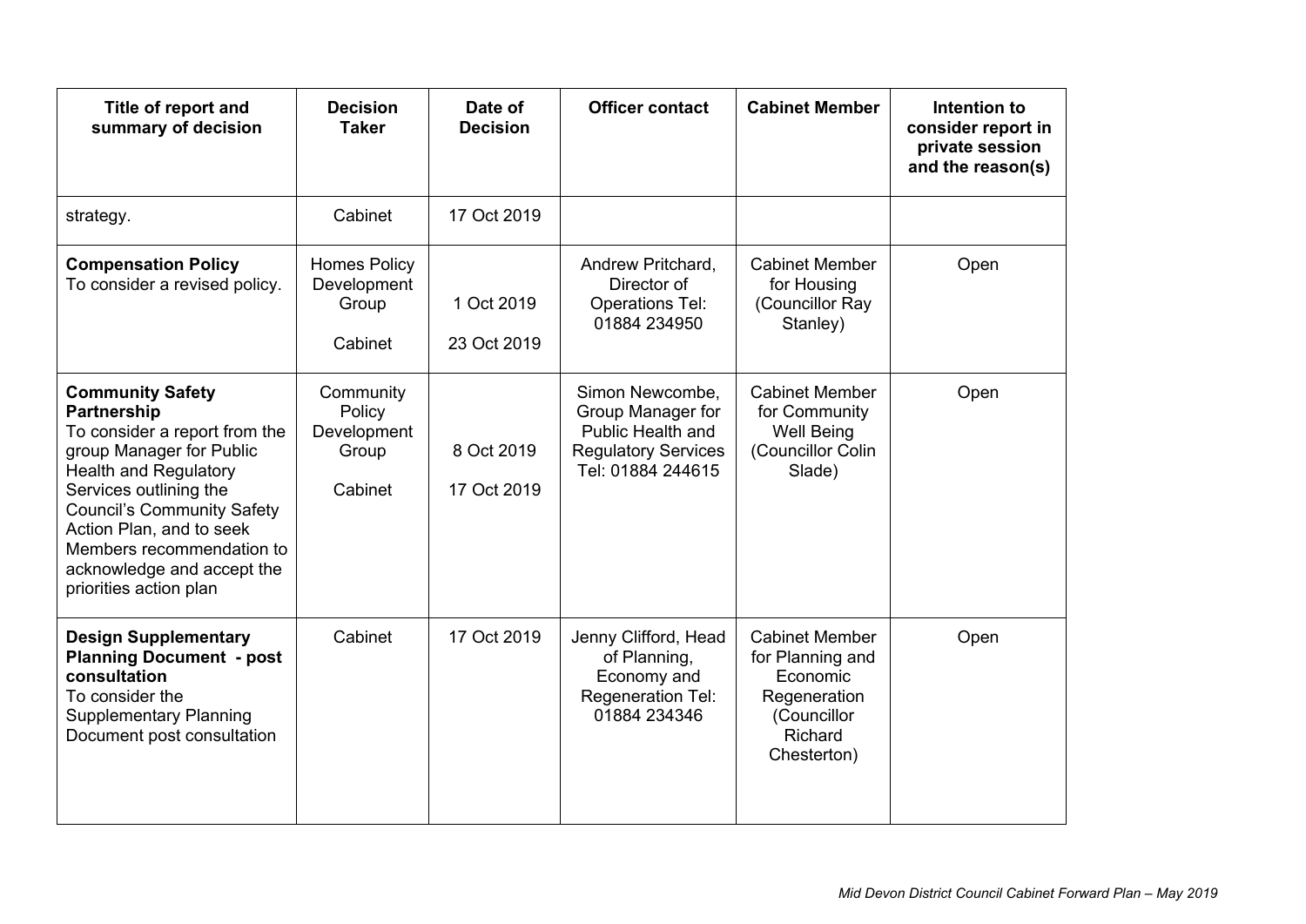| Title of report and summary of decision | Decision Taker | Date of Decision | Officer contact | Cabinet Member | Intention to consider report in private session and the reason(s) |
|---|---|---|---|---|---|
| strategy. | Cabinet | 17 Oct 2019 | | | |
| **Compensation Policy** To consider a revised policy. | Homes Policy Development Group<br><br>Cabinet | 1 Oct 2019<br><br>23 Oct 2019 | Andrew Pritchard, Director of Operations Tel: 01884 234950 | Cabinet Member for Housing (Councillor Ray Stanley) | Open |
| **Community Safety Partnership** To consider a report from the group Manager for Public Health and Regulatory Services outlining the Council's Community Safety Action Plan, and to seek Members recommendation to acknowledge and accept the priorities action plan | Community Policy Development Group<br><br>Cabinet | 8 Oct 2019<br><br>17 Oct 2019 | Simon Newcombe, Group Manager for Public Health and Regulatory Services Tel: 01884 244615 | Cabinet Member for Community Well Being (Councillor Colin Slade) | Open |
| **Design Supplementary Planning Document - post consultation** To consider the Supplementary Planning Document post consultation | Cabinet | 17 Oct 2019 | Jenny Clifford, Head of Planning, Economy and Regeneration Tel: 01884 234346 | Cabinet Member for Planning and Economic Regeneration (Councillor Richard Chesterton) | Open |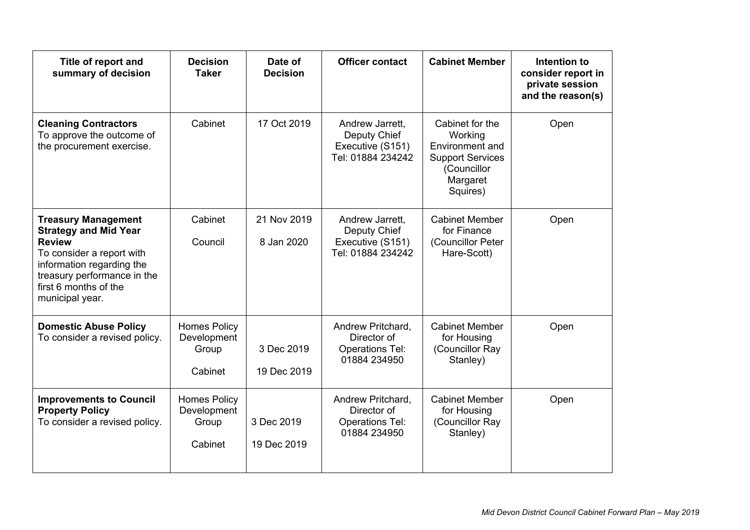| Title of report and summary of decision | Decision Taker | Date of Decision | Officer contact | Cabinet Member | Intention to consider report in private session and the reason(s) |
|---|---|---|---|---|---|
| **Cleaning Contractors** To approve the outcome of the procurement exercise. | Cabinet | 17 Oct 2019 | Andrew Jarrett, Deputy Chief Executive (S151) Tel: 01884 234242 | Cabinet for the Working Environment and Support Services (Councillor Margaret Squires) | Open |
| **Treasury Management Strategy and Mid Year Review** To consider a report with information regarding the treasury performance in the first 6 months of the municipal year. | Cabinet<br><br>Council | 21 Nov 2019<br><br>8 Jan 2020 | Andrew Jarrett, Deputy Chief Executive (S151) Tel: 01884 234242 | Cabinet Member for Finance (Councillor Peter Hare-Scott) | Open |
| **Domestic Abuse Policy** To consider a revised policy. | Homes Policy Development Group<br><br>Cabinet | 3 Dec 2019<br><br>19 Dec 2019 | Andrew Pritchard, Director of Operations Tel: 01884 234950 | Cabinet Member for Housing (Councillor Ray Stanley) | Open |
| **Improvements to Council Property Policy** To consider a revised policy. | Homes Policy Development Group<br><br>Cabinet | 3 Dec 2019<br><br>19 Dec 2019 | Andrew Pritchard, Director of Operations Tel: 01884 234950 | Cabinet Member for Housing (Councillor Ray Stanley) | Open |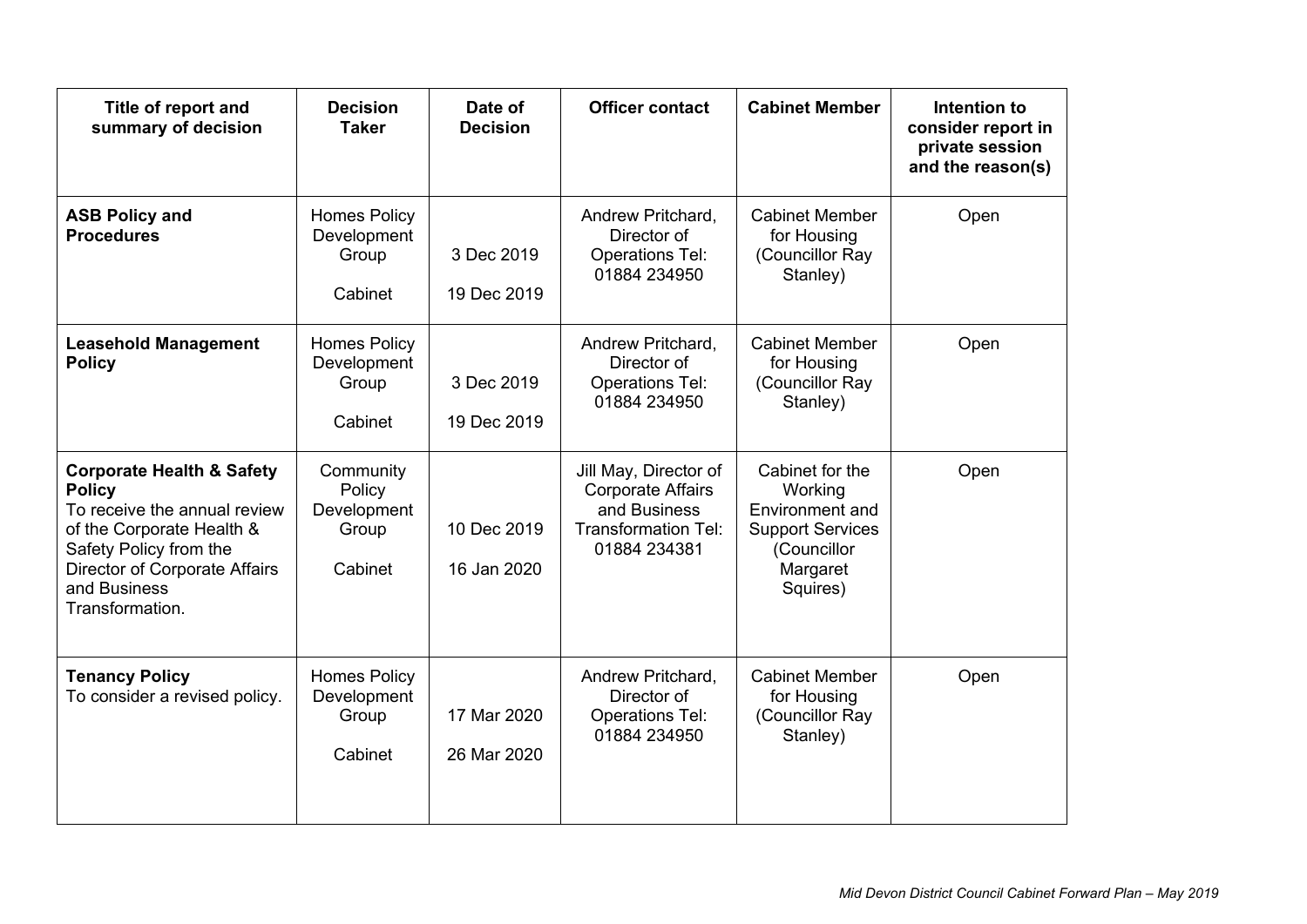| Title of report and summary of decision | Decision Taker | Date of Decision | Officer contact | Cabinet Member | Intention to consider report in private session and the reason(s) |
|---|---|---|---|---|---|
| **ASB Policy and Procedures** | Homes Policy Development Group<br><br>Cabinet | 3 Dec 2019<br><br>19 Dec 2019 | Andrew Pritchard, Director of Operations Tel: 01884 234950 | Cabinet Member for Housing (Councillor Ray Stanley) | Open |
| **Leasehold Management Policy** | Homes Policy Development Group<br><br>Cabinet | 3 Dec 2019<br><br>19 Dec 2019 | Andrew Pritchard, Director of Operations Tel: 01884 234950 | Cabinet Member for Housing (Councillor Ray Stanley) | Open |
| **Corporate Health & Safety Policy**<br>To receive the annual review of the Corporate Health & Safety Policy from the Director of Corporate Affairs and Business Transformation. | Community Policy Development Group<br><br>Cabinet | 10 Dec 2019<br><br>16 Jan 2020 | Jill May, Director of Corporate Affairs and Business Transformation Tel: 01884 234381 | Cabinet for the Working Environment and Support Services (Councillor Margaret Squires) | Open |
| **Tenancy Policy**<br>To consider a revised policy. | Homes Policy Development Group<br><br>Cabinet | 17 Mar 2020<br><br>26 Mar 2020 | Andrew Pritchard, Director of Operations Tel: 01884 234950 | Cabinet Member for Housing (Councillor Ray Stanley) | Open |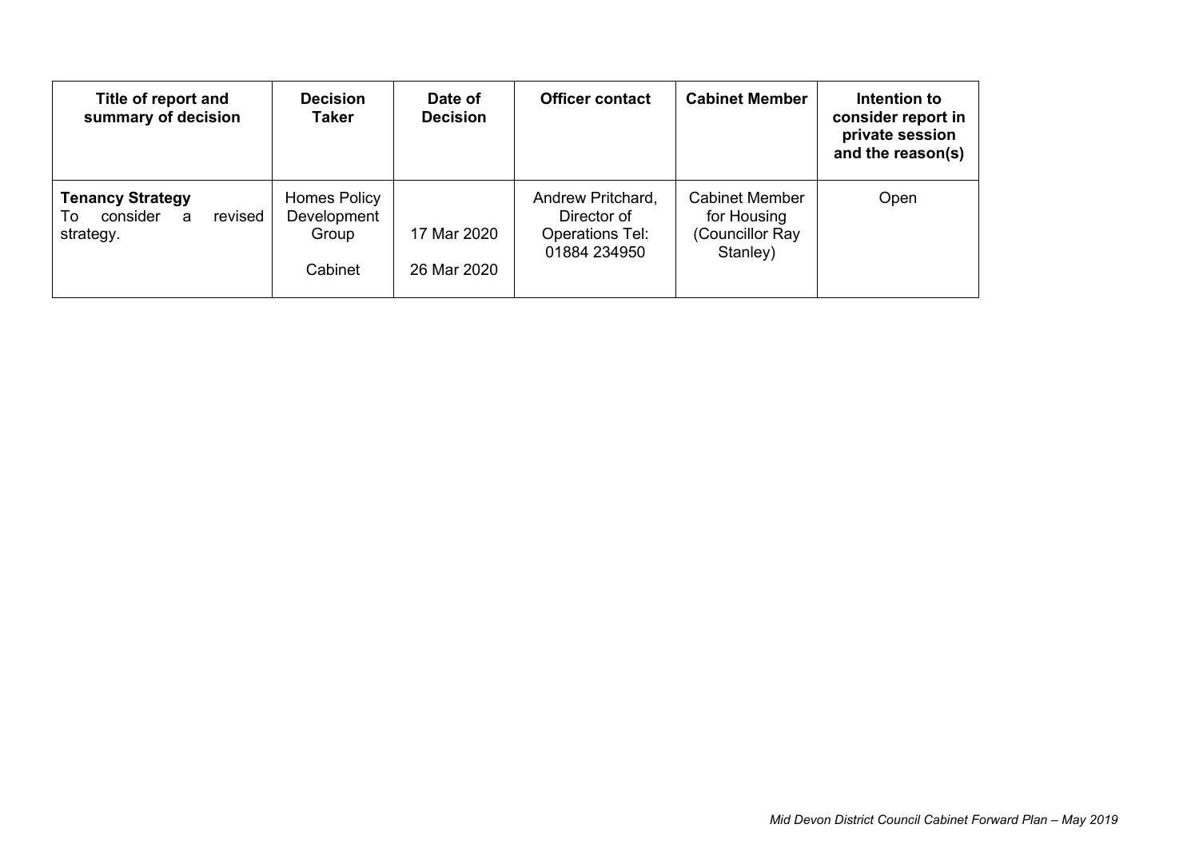| Title of report and summary of decision | Decision Taker | Date of Decision | Officer contact | Cabinet Member | Intention to consider report in private session and the reason(s) |
|---|---|---|---|---|---|
| **Tenancy Strategy**<br>To consider a revised strategy. | Homes Policy Development Group<br><br>Cabinet | 17 Mar 2020<br><br>26 Mar 2020 | Andrew Pritchard, Director of Operations Tel: 01884 234950 | Cabinet Member for Housing (Councillor Ray Stanley) | Open |